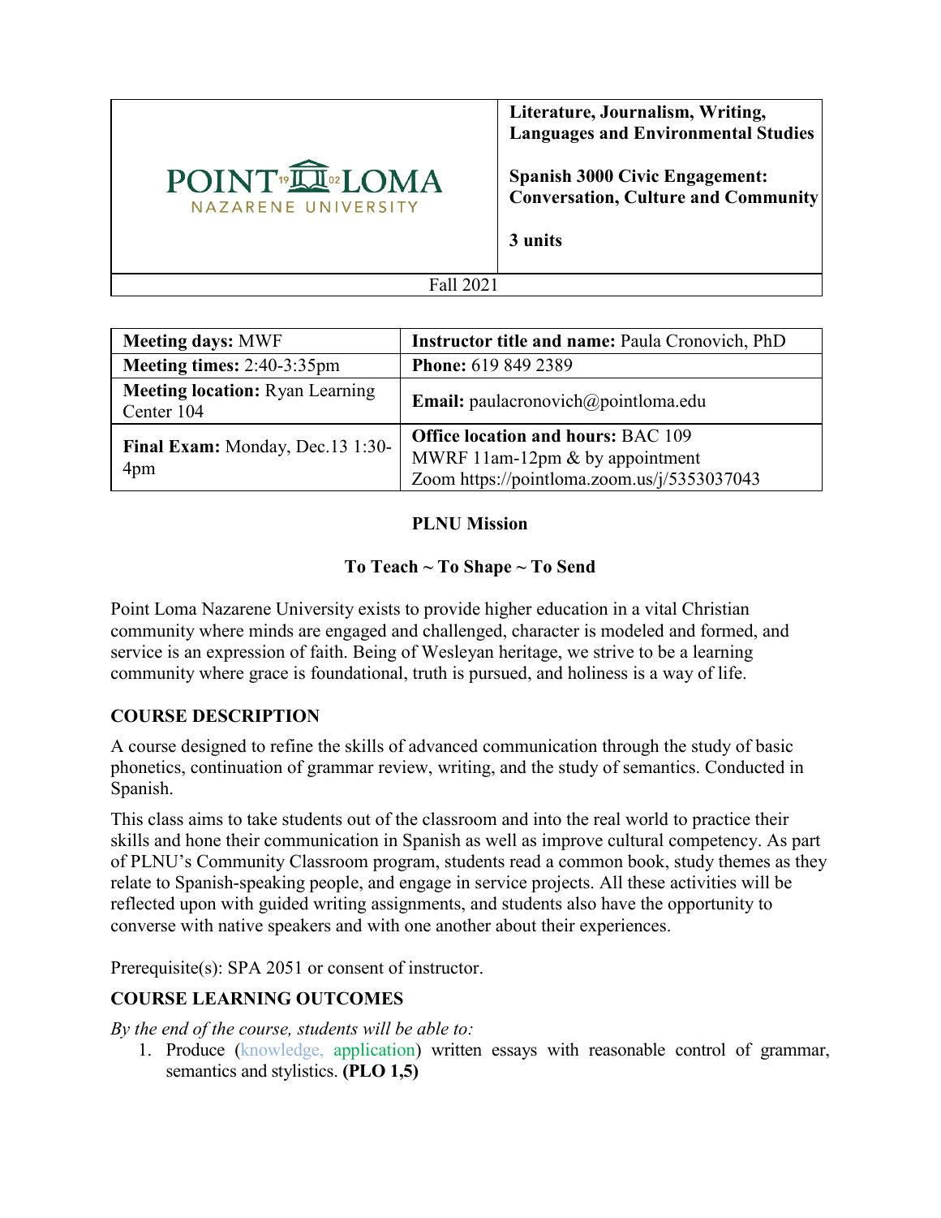| POINT LOMA NAZARENE UNIVERSITY | **Literature, Journalism, Writing, Languages and Environmental Studies**<br><br>**Spanish 3000 Civic Engagement: Conversation, Culture and Community**<br><br>**3 units** |
|---|---|
| Fall 2021 | |

| **Meeting days:** MWF | **Instructor title and name:** Paula Cronovich, PhD |
|---|---|
| **Meeting times:** 2:40-3:35pm | **Phone:** 619 849 2389 |
| **Meeting location:** Ryan Learning Center 104 | **Email:** paulacronovich@pointloma.edu |
| **Final Exam:** Monday, Dec.13 1:30-4pm | **Office location and hours:** BAC 109<br>MWRF 11am-12pm & by appointment<br>Zoom https://pointloma.zoom.us/j/5353037043 |

**PLNU Mission**

**To Teach ~ To Shape ~ To Send**

Point Loma Nazarene University exists to provide higher education in a vital Christian community where minds are engaged and challenged, character is modeled and formed, and service is an expression of faith. Being of Wesleyan heritage, we strive to be a learning community where grace is foundational, truth is pursued, and holiness is a way of life.

## COURSE DESCRIPTION

A course designed to refine the skills of advanced communication through the study of basic phonetics, continuation of grammar review, writing, and the study of semantics. Conducted in Spanish.

This class aims to take students out of the classroom and into the real world to practice their skills and hone their communication in Spanish as well as improve cultural competency. As part of PLNU's Community Classroom program, students read a common book, study themes as they relate to Spanish-speaking people, and engage in service projects. All these activities will be reflected upon with guided writing assignments, and students also have the opportunity to converse with native speakers and with one another about their experiences.

Prerequisite(s): SPA 2051 or consent of instructor.

## COURSE LEARNING OUTCOMES

*By the end of the course, students will be able to:*

1. Produce (knowledge, application) written essays with reasonable control of grammar, semantics and stylistics. **(PLO 1,5)**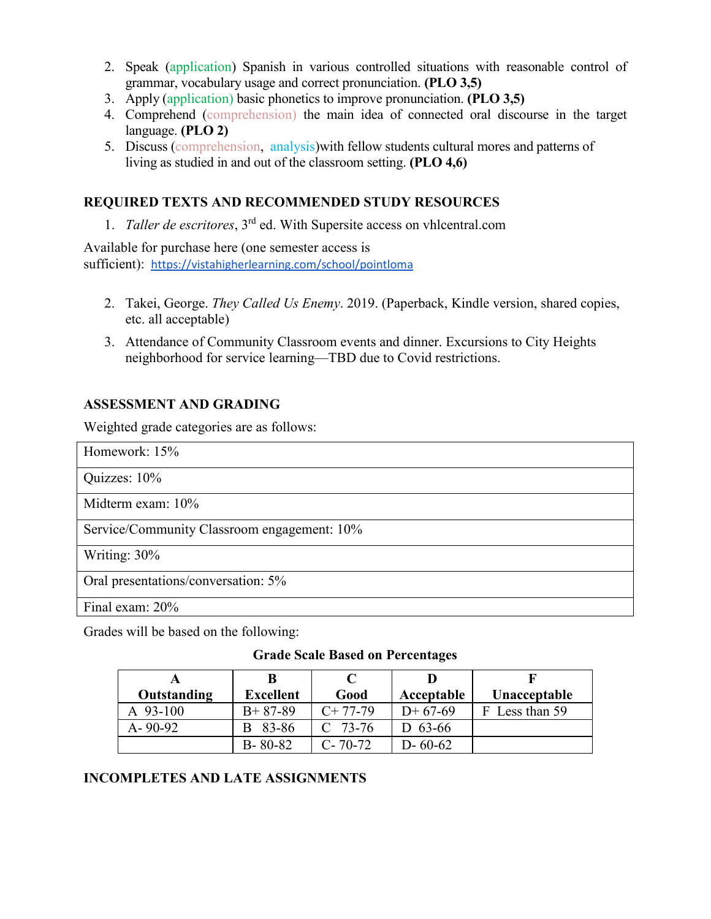2. Speak (application) Spanish in various controlled situations with reasonable control of grammar, vocabulary usage and correct pronunciation. **(PLO 3,5)**
3. Apply (application) basic phonetics to improve pronunciation. **(PLO 3,5)**
4. Comprehend (comprehension) the main idea of connected oral discourse in the target language. **(PLO 2)**
5. Discuss (comprehension, analysis)with fellow students cultural mores and patterns of living as studied in and out of the classroom setting. **(PLO 4,6)**

## REQUIRED TEXTS AND RECOMMENDED STUDY RESOURCES

1. *Taller de escritores*, 3rd ed. With Supersite access on vhlcentral.com

Available for purchase here (one semester access is sufficient): https://vistahigherlearning.com/school/pointloma

2. Takei, George. *They Called Us Enemy*. 2019. (Paperback, Kindle version, shared copies, etc. all acceptable)
3. Attendance of Community Classroom events and dinner. Excursions to City Heights neighborhood for service learning—TBD due to Covid restrictions.

## ASSESSMENT AND GRADING

Weighted grade categories are as follows:

| |
|---|
| Homework: 15% |
| Quizzes: 10% |
| Midterm exam: 10% |
| Service/Community Classroom engagement: 10% |
| Writing: 30% |
| Oral presentations/conversation: 5% |
| Final exam: 20% |

Grades will be based on the following:

**Grade Scale Based on Percentages**

| A Outstanding | B Excellent | C Good | D Acceptable | F Unacceptable |
|---|---|---|---|---|
| A 93-100 | B+ 87-89 | C+ 77-79 | D+ 67-69 | F Less than 59 |
| A- 90-92 | B 83-86 | C 73-76 | D 63-66 | |
| | B- 80-82 | C- 70-72 | D- 60-62 | |

## INCOMPLETES AND LATE ASSIGNMENTS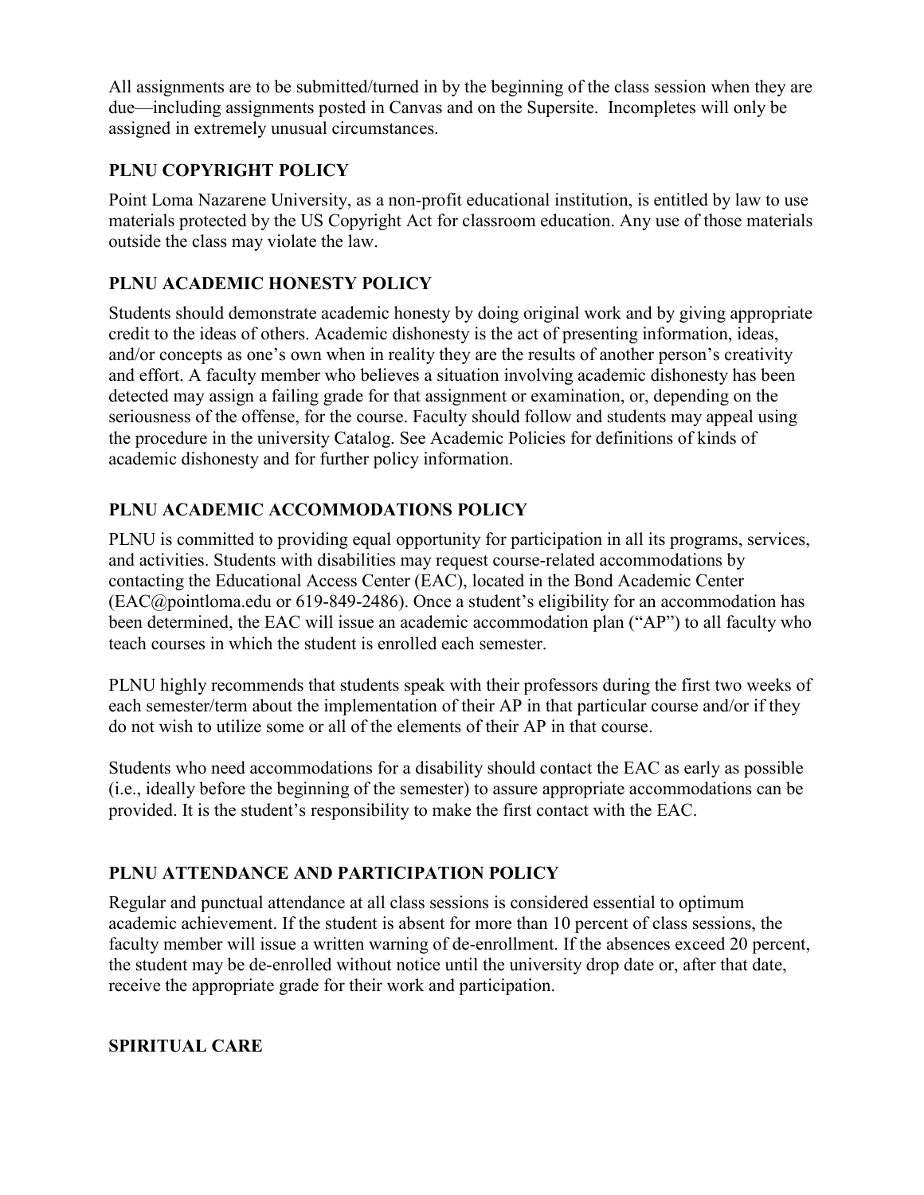All assignments are to be submitted/turned in by the beginning of the class session when they are due—including assignments posted in Canvas and on the Supersite. Incompletes will only be assigned in extremely unusual circumstances.

### PLNU COPYRIGHT POLICY

Point Loma Nazarene University, as a non-profit educational institution, is entitled by law to use materials protected by the US Copyright Act for classroom education. Any use of those materials outside the class may violate the law.

### PLNU ACADEMIC HONESTY POLICY

Students should demonstrate academic honesty by doing original work and by giving appropriate credit to the ideas of others. Academic dishonesty is the act of presenting information, ideas, and/or concepts as one's own when in reality they are the results of another person's creativity and effort. A faculty member who believes a situation involving academic dishonesty has been detected may assign a failing grade for that assignment or examination, or, depending on the seriousness of the offense, for the course. Faculty should follow and students may appeal using the procedure in the university Catalog. See Academic Policies for definitions of kinds of academic dishonesty and for further policy information.

### PLNU ACADEMIC ACCOMMODATIONS POLICY

PLNU is committed to providing equal opportunity for participation in all its programs, services, and activities. Students with disabilities may request course-related accommodations by contacting the Educational Access Center (EAC), located in the Bond Academic Center (EAC@pointloma.edu or 619-849-2486). Once a student's eligibility for an accommodation has been determined, the EAC will issue an academic accommodation plan ("AP") to all faculty who teach courses in which the student is enrolled each semester.

PLNU highly recommends that students speak with their professors during the first two weeks of each semester/term about the implementation of their AP in that particular course and/or if they do not wish to utilize some or all of the elements of their AP in that course.

Students who need accommodations for a disability should contact the EAC as early as possible (i.e., ideally before the beginning of the semester) to assure appropriate accommodations can be provided. It is the student's responsibility to make the first contact with the EAC.

### PLNU ATTENDANCE AND PARTICIPATION POLICY

Regular and punctual attendance at all class sessions is considered essential to optimum academic achievement. If the student is absent for more than 10 percent of class sessions, the faculty member will issue a written warning of de-enrollment. If the absences exceed 20 percent, the student may be de-enrolled without notice until the university drop date or, after that date, receive the appropriate grade for their work and participation.

### SPIRITUAL CARE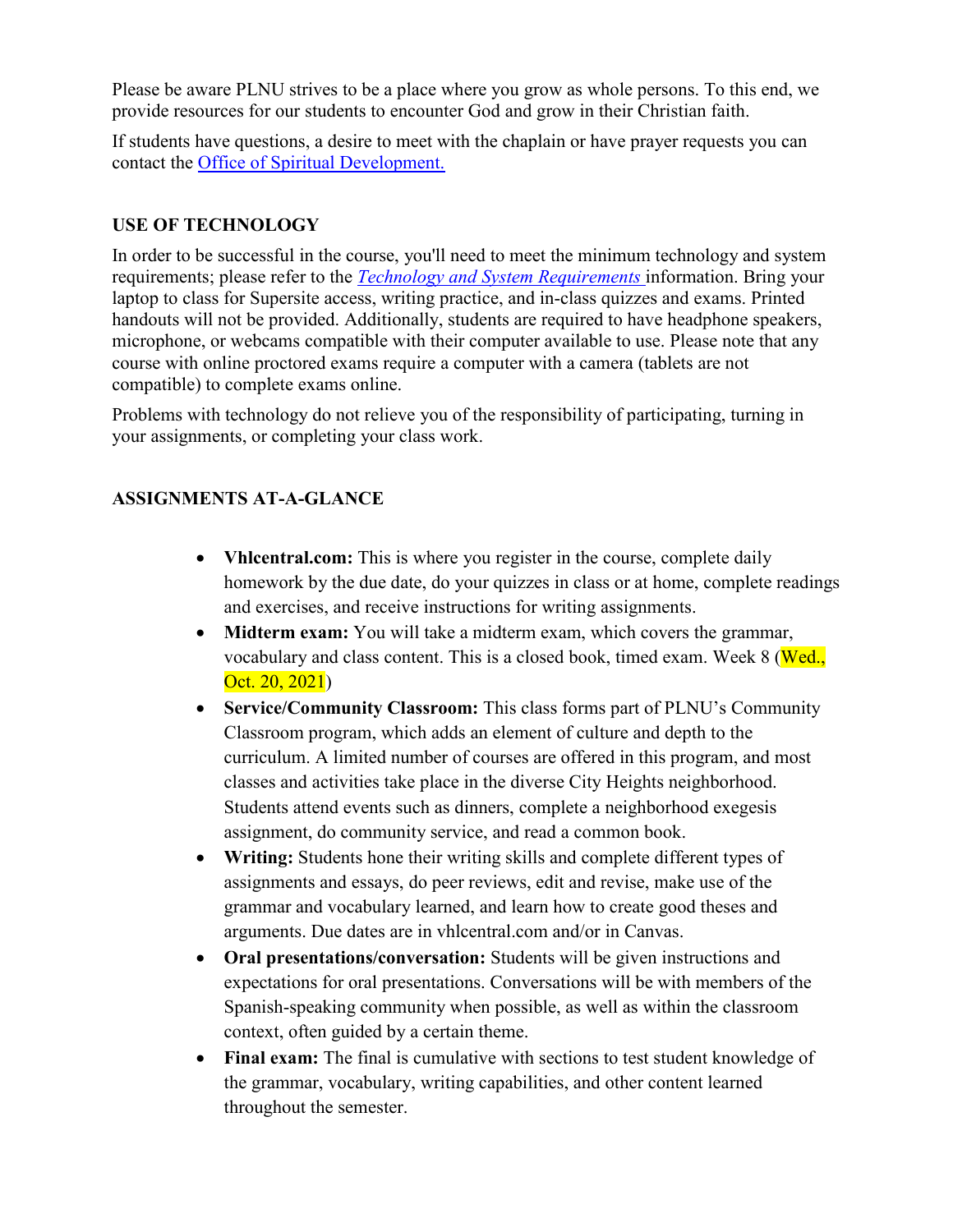Please be aware PLNU strives to be a place where you grow as whole persons. To this end, we provide resources for our students to encounter God and grow in their Christian faith.

If students have questions, a desire to meet with the chaplain or have prayer requests you can contact the [Office of Spiritual Development.]()

## USE OF TECHNOLOGY

In order to be successful in the course, you'll need to meet the minimum technology and system requirements; please refer to the *[Technology and System Requirements]()* information. Bring your laptop to class for Supersite access, writing practice, and in-class quizzes and exams. Printed handouts will not be provided. Additionally, students are required to have headphone speakers, microphone, or webcams compatible with their computer available to use. Please note that any course with online proctored exams require a computer with a camera (tablets are not compatible) to complete exams online.

Problems with technology do not relieve you of the responsibility of participating, turning in your assignments, or completing your class work.

## ASSIGNMENTS AT-A-GLANCE

- **Vhlcentral.com:** This is where you register in the course, complete daily homework by the due date, do your quizzes in class or at home, complete readings and exercises, and receive instructions for writing assignments.
- **Midterm exam:** You will take a midterm exam, which covers the grammar, vocabulary and class content. This is a closed book, timed exam. Week 8 (Wed., Oct. 20, 2021)
- **Service/Community Classroom:** This class forms part of PLNU's Community Classroom program, which adds an element of culture and depth to the curriculum. A limited number of courses are offered in this program, and most classes and activities take place in the diverse City Heights neighborhood. Students attend events such as dinners, complete a neighborhood exegesis assignment, do community service, and read a common book.
- **Writing:** Students hone their writing skills and complete different types of assignments and essays, do peer reviews, edit and revise, make use of the grammar and vocabulary learned, and learn how to create good theses and arguments. Due dates are in vhlcentral.com and/or in Canvas.
- **Oral presentations/conversation:** Students will be given instructions and expectations for oral presentations. Conversations will be with members of the Spanish-speaking community when possible, as well as within the classroom context, often guided by a certain theme.
- **Final exam:** The final is cumulative with sections to test student knowledge of the grammar, vocabulary, writing capabilities, and other content learned throughout the semester.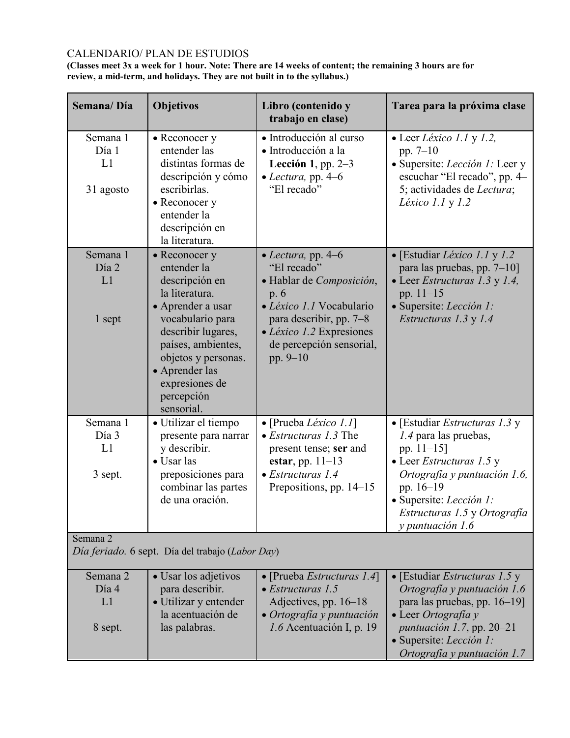CALENDARIO/ PLAN DE ESTUDIOS

**(Classes meet 3x a week for 1 hour. Note: There are 14 weeks of content; the remaining 3 hours are for review, a mid-term, and holidays. They are not built in to the syllabus.)**

| Semana/ Día | Objetivos | Libro (contenido y trabajo en clase) | Tarea para la próxima clase |
|---|---|---|---|
| Semana 1<br>Día 1<br>L1<br><br>31 agosto | • Reconocer y entender las distintas formas de descripción y cómo escribirlas.<br>• Reconocer y entender la descripción en la literatura. | • Introducción al curso<br>• Introducción a la **Lección 1**, pp. 2–3<br>• *Lectura,* pp. 4–6 "El recado" | • Leer *Léxico 1.1* y *1.2,* pp. 7–10<br>• Supersite: *Lección 1:* Leer y escuchar "El recado", pp. 4–5; actividades de *Lectura*; *Léxico 1.1* y *1.2* |
| Semana 1<br>Día 2<br>L1<br><br>1 sept | • Reconocer y entender la descripción en la literatura.<br>• Aprender a usar vocabulario para describir lugares, países, ambientes, objetos y personas.<br>• Aprender las expresiones de percepción sensorial. | • *Lectura,* pp. 4–6 "El recado"<br>• Hablar de *Composición*, p. 6<br>• *Léxico 1.1* Vocabulario para describir, pp. 7–8<br>• *Léxico 1.2* Expresiones de percepción sensorial, pp. 9–10 | • [Estudiar *Léxico 1.1* y *1.2* para las pruebas, pp. 7–10]<br>• Leer *Estructuras 1.3* y *1.4,* pp. 11–15<br>• Supersite: *Lección 1: Estructuras 1.3* y *1.4* |
| Semana 1<br>Día 3<br>L1<br><br>3 sept. | • Utilizar el tiempo presente para narrar y describir.<br>• Usar las preposiciones para combinar las partes de una oración. | • [Prueba *Léxico 1.1*]<br>• *Estructuras 1.3* The present tense; **ser** and **estar**, pp. 11–13<br>• *Estructuras 1.4* Prepositions, pp. 14–15 | • [Estudiar *Estructuras 1.3* y *1.4* para las pruebas, pp. 11–15]<br>• Leer *Estructuras 1.5* y *Ortografía y puntuación 1.6,* pp. 16–19<br>• Supersite: *Lección 1: Estructuras 1.5* y *Ortografía y puntuación 1.6* |
| Semana 2<br>*Día feriado.* 6 sept. Día del trabajo (*Labor Day*) | | | |
| Semana 2<br>Día 4<br>L1<br><br>8 sept. | • Usar los adjetivos para describir.<br>• Utilizar y entender la acentuación de las palabras. | • [Prueba *Estructuras 1.4*]<br>• *Estructuras 1.5* Adjectives, pp. 16–18<br>• *Ortografía y puntuación 1.6* Acentuación I, p. 19 | • [Estudiar *Estructuras 1.5* y *Ortografía y puntuación 1.6* para las pruebas, pp. 16–19]<br>• Leer *Ortografía y puntuación 1.7*, pp. 20–21<br>• Supersite: *Lección 1: Ortografía y puntuación 1.7* |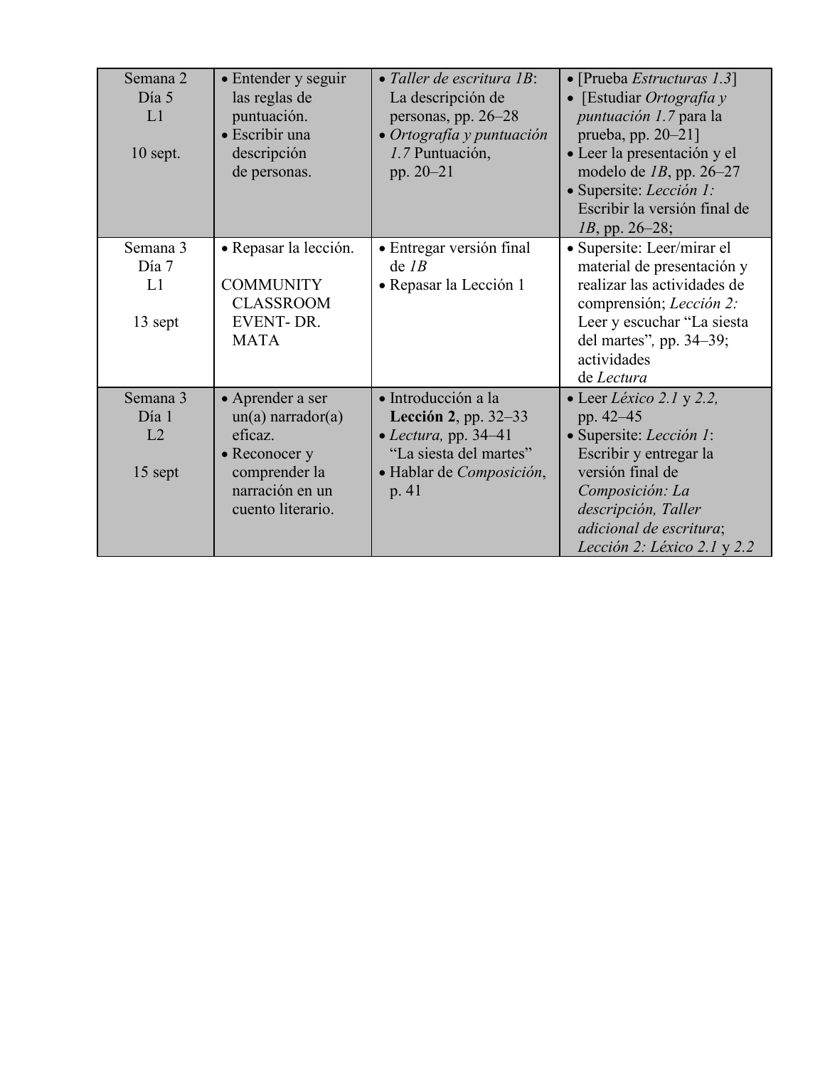| | | | |
|---|---|---|---|
| Semana 2<br>Día 5<br>L1<br><br>10 sept. | • Entender y seguir las reglas de puntuación.<br>• Escribir una descripción de personas. | • *Taller de escritura 1B*: La descripción de personas, pp. 26–28<br>• *Ortografía y puntuación 1.7* Puntuación, pp. 20–21 | • [Prueba *Estructuras 1.3*]<br>• [Estudiar *Ortografía y puntuación 1.7* para la prueba, pp. 20–21]<br>• Leer la presentación y el modelo de *1B*, pp. 26–27<br>• Supersite: *Lección 1:* Escribir la versión final de *1B*, pp. 26–28; |
| Semana 3<br>Día 7<br>L1<br><br>13 sept | • Repasar la lección.<br><br>COMMUNITY CLASSROOM EVENT- DR. MATA | • Entregar versión final de *1B*<br>• Repasar la Lección 1 | • Supersite: Leer/mirar el material de presentación y realizar las actividades de comprensión; *Lección 2:* Leer y escuchar "La siesta del martes", pp. 34–39; actividades de *Lectura* |
| Semana 3<br>Día 1<br>L2<br><br>15 sept | • Aprender a ser un(a) narrador(a) eficaz.<br>• Reconocer y comprender la narración en un cuento literario. | • Introducción a la **Lección 2**, pp. 32–33<br>• *Lectura,* pp. 34–41 "La siesta del martes"<br>• Hablar de *Composición*, p. 41 | • Leer *Léxico 2.1* y *2.2,* pp. 42–45<br>• Supersite: *Lección 1*: Escribir y entregar la versión final de *Composición: La descripción, Taller adicional de escritura*; *Lección 2: Léxico 2.1* y *2.2* |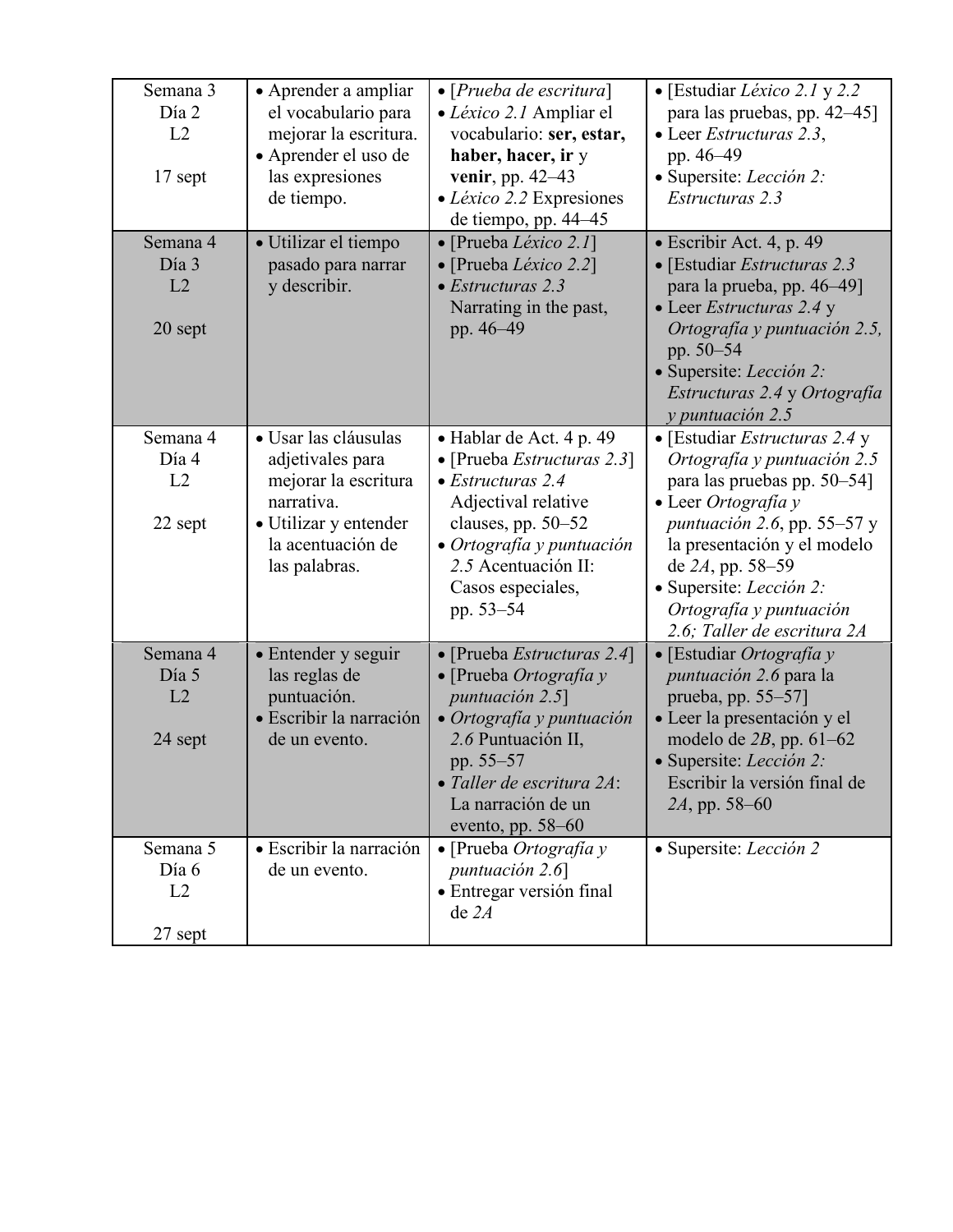| | | | |
|---|---|---|---|
| Semana 3<br>Día 2<br>L2<br><br>17 sept | • Aprender a ampliar el vocabulario para mejorar la escritura.<br>• Aprender el uso de las expresiones de tiempo. | • [*Prueba de escritura*]<br>• *Léxico 2.1* Ampliar el vocabulario: **ser, estar, haber, hacer, ir** y **venir**, pp. 42–43<br>• *Léxico 2.2* Expresiones de tiempo, pp. 44–45 | • [Estudiar *Léxico 2.1* y *2.2* para las pruebas, pp. 42–45]<br>• Leer *Estructuras 2.3*, pp. 46–49<br>• Supersite: *Lección 2: Estructuras 2.3* |
| Semana 4<br>Día 3<br>L2<br><br>20 sept | • Utilizar el tiempo pasado para narrar y describir. | • [Prueba *Léxico 2.1*]<br>• [Prueba *Léxico 2.2*]<br>• *Estructuras 2.3* Narrating in the past, pp. 46–49 | • Escribir Act. 4, p. 49<br>• [Estudiar *Estructuras 2.3* para la prueba, pp. 46–49]<br>• Leer *Estructuras 2.4* y *Ortografía y puntuación 2.5,* pp. 50–54<br>• Supersite: *Lección 2: Estructuras 2.4* y *Ortografía y puntuación 2.5* |
| Semana 4<br>Día 4<br>L2<br><br>22 sept | • Usar las cláusulas adjetivales para mejorar la escritura narrativa.<br>• Utilizar y entender la acentuación de las palabras. | • Hablar de Act. 4 p. 49<br>• [Prueba *Estructuras 2.3*]<br>• *Estructuras 2.4* Adjectival relative clauses, pp. 50–52<br>• *Ortografía y puntuación 2.5* Acentuación II: Casos especiales, pp. 53–54 | • [Estudiar *Estructuras 2.4* y *Ortografía y puntuación 2.5* para las pruebas pp. 50–54]<br>• Leer *Ortografía y puntuación 2.6*, pp. 55–57 y la presentación y el modelo de *2A*, pp. 58–59<br>• Supersite: *Lección 2: Ortografía y puntuación 2.6; Taller de escritura 2A* |
| Semana 4<br>Día 5<br>L2<br><br>24 sept | • Entender y seguir las reglas de puntuación.<br>• Escribir la narración de un evento. | • [Prueba *Estructuras 2.4*]<br>• [Prueba *Ortografía y puntuación 2.5*]<br>• *Ortografía y puntuación 2.6* Puntuación II, pp. 55–57<br>• *Taller de escritura 2A*: La narración de un evento, pp. 58–60 | • [Estudiar *Ortografía y puntuación 2.6* para la prueba, pp. 55–57]<br>• Leer la presentación y el modelo de *2B*, pp. 61–62<br>• Supersite: *Lección 2:* Escribir la versión final de *2A*, pp. 58–60 |
| Semana 5<br>Día 6<br>L2<br><br>27 sept | • Escribir la narración de un evento. | • [Prueba *Ortografía y puntuación 2.6*]<br>• Entregar versión final de *2A* | • Supersite: *Lección 2* |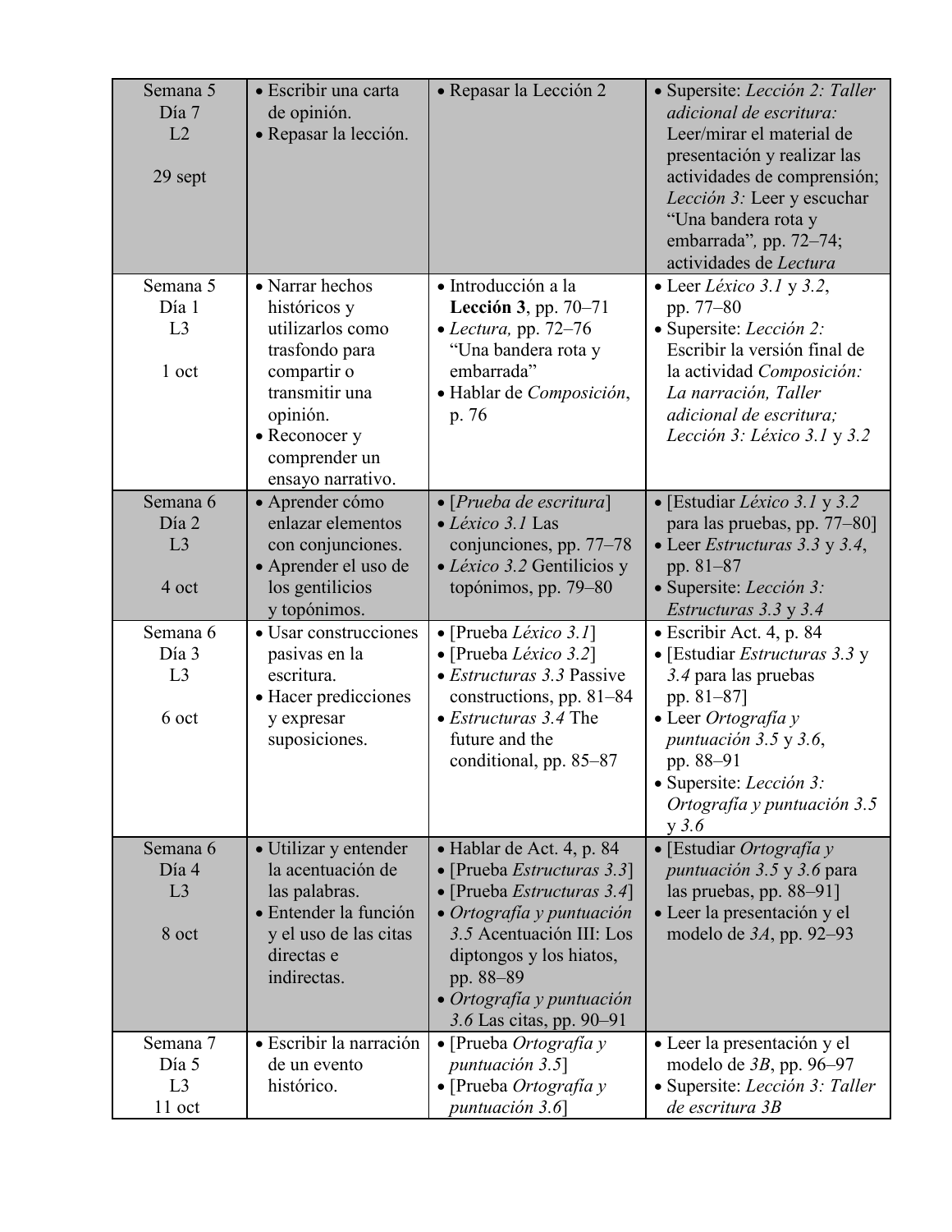| | | | |
|---|---|---|---|
| Semana 5<br>Día 7<br>L2<br><br>29 sept | • Escribir una carta de opinión.<br>• Repasar la lección. | • Repasar la Lección 2 | • Supersite: *Lección 2: Taller adicional de escritura:* Leer/mirar el material de presentación y realizar las actividades de comprensión; *Lección 3:* Leer y escuchar "Una bandera rota y embarrada", pp. 72–74; actividades de *Lectura* |
| Semana 5<br>Día 1<br>L3<br><br>1 oct | • Narrar hechos históricos y utilizarlos como trasfondo para compartir o transmitir una opinión.<br>• Reconocer y comprender un ensayo narrativo. | • Introducción a la **Lección 3**, pp. 70–71<br>• *Lectura,* pp. 72–76 "Una bandera rota y embarrada"<br>• Hablar de *Composición*, p. 76 | • Leer *Léxico 3.1* y *3.2*, pp. 77–80<br>• Supersite: *Lección 2:* Escribir la versión final de la actividad *Composición: La narración, Taller adicional de escritura; Lección 3: Léxico 3.1* y *3.2* |
| Semana 6<br>Día 2<br>L3<br><br>4 oct | • Aprender cómo enlazar elementos con conjunciones.<br>• Aprender el uso de los gentilicios y topónimos. | • [*Prueba de escritura*]<br>• *Léxico 3.1* Las conjunciones, pp. 77–78<br>• *Léxico 3.2* Gentilicios y topónimos, pp. 79–80 | • [Estudiar *Léxico 3.1* y *3.2* para las pruebas, pp. 77–80]<br>• Leer *Estructuras 3.3* y *3.4*, pp. 81–87<br>• Supersite: *Lección 3: Estructuras 3.3* y *3.4* |
| Semana 6<br>Día 3<br>L3<br><br>6 oct | • Usar construcciones pasivas en la escritura.<br>• Hacer predicciones y expresar suposiciones. | • [Prueba *Léxico 3.1*]<br>• [Prueba *Léxico 3.2*]<br>• *Estructuras 3.3* Passive constructions, pp. 81–84<br>• *Estructuras 3.4* The future and the conditional, pp. 85–87 | • Escribir Act. 4, p. 84<br>• [Estudiar *Estructuras 3.3* y *3.4* para las pruebas pp. 81–87]<br>• Leer *Ortografía y puntuación 3.5* y *3.6*, pp. 88–91<br>• Supersite: *Lección 3: Ortografía y puntuación 3.5* y *3.6* |
| Semana 6<br>Día 4<br>L3<br><br>8 oct | • Utilizar y entender la acentuación de las palabras.<br>• Entender la función y el uso de las citas directas e indirectas. | • Hablar de Act. 4, p. 84<br>• [Prueba *Estructuras 3.3*]<br>• [Prueba *Estructuras 3.4*]<br>• *Ortografía y puntuación 3.5* Acentuación III: Los diptongos y los hiatos, pp. 88–89<br>• *Ortografía y puntuación 3.6* Las citas, pp. 90–91 | • [Estudiar *Ortografía y puntuación 3.5* y *3.6* para las pruebas, pp. 88–91]<br>• Leer la presentación y el modelo de *3A*, pp. 92–93 |
| Semana 7<br>Día 5<br>L3<br>11 oct | • Escribir la narración de un evento histórico. | • [Prueba *Ortografía y puntuación 3.5*]<br>• [Prueba *Ortografía y puntuación 3.6*] | • Leer la presentación y el modelo de *3B*, pp. 96–97<br>• Supersite: *Lección 3: Taller de escritura 3B* |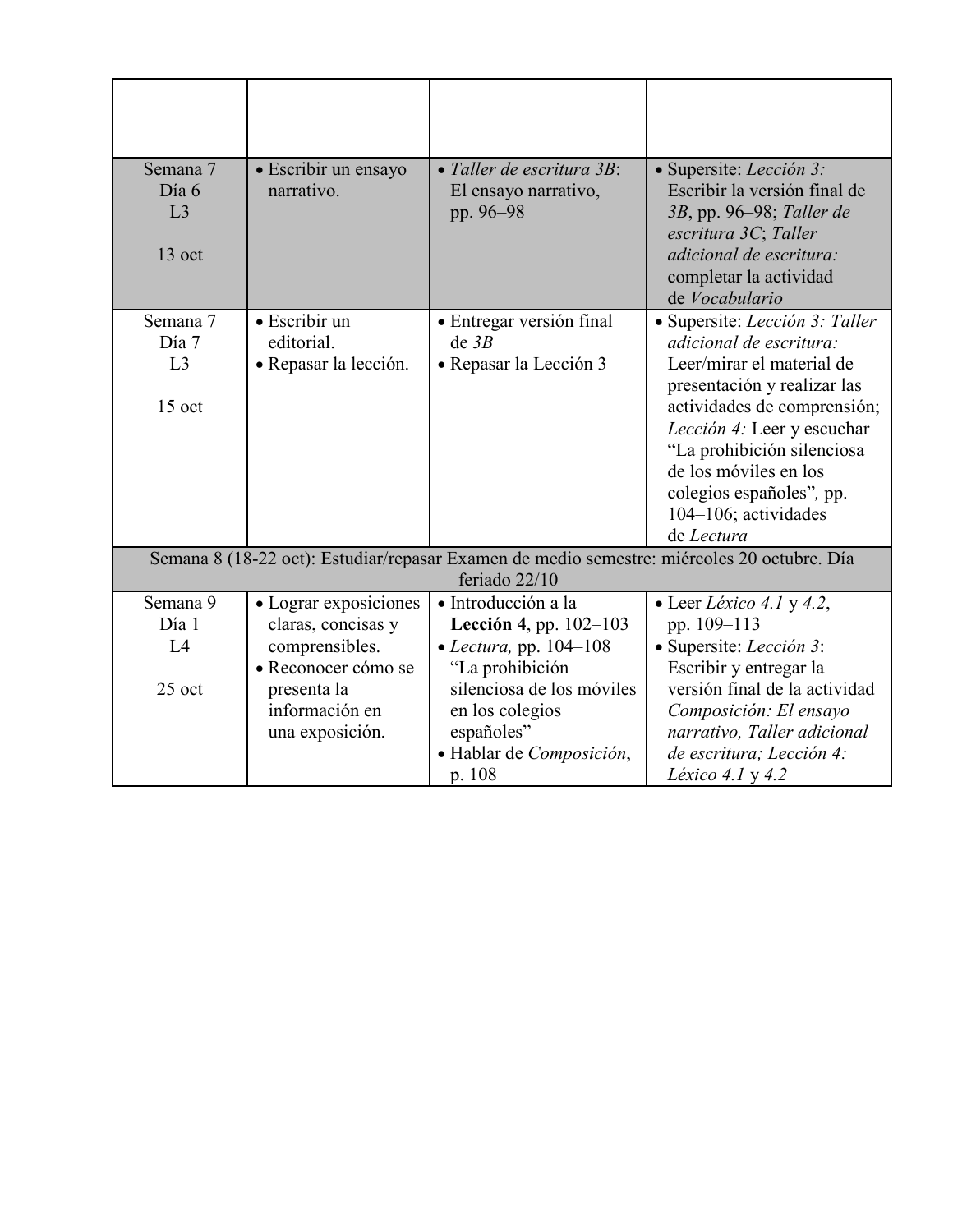| | | | |
|---|---|---|---|
| | | | |
| Semana 7<br>Día 6<br>L3<br><br>13 oct | • Escribir un ensayo narrativo. | • *Taller de escritura 3B*: El ensayo narrativo, pp. 96–98 | • Supersite: *Lección 3:* Escribir la versión final de *3B*, pp. 96–98; *Taller de escritura 3C*; *Taller adicional de escritura:* completar la actividad de *Vocabulario* |
| Semana 7<br>Día 7<br>L3<br><br>15 oct | • Escribir un editorial.<br>• Repasar la lección. | • Entregar versión final de *3B*<br>• Repasar la Lección 3 | • Supersite: *Lección 3: Taller adicional de escritura:* Leer/mirar el material de presentación y realizar las actividades de comprensión; *Lección 4:* Leer y escuchar "La prohibición silenciosa de los móviles en los colegios españoles", pp. 104–106; actividades de *Lectura* |
| Semana 8 (18-22 oct): Estudiar/repasar Examen de medio semestre: miércoles 20 octubre. Día feriado 22/10 | | | |
| Semana 9<br>Día 1<br>L4<br><br>25 oct | • Lograr exposiciones claras, concisas y comprensibles.<br>• Reconocer cómo se presenta la información en una exposición. | • Introducción a la **Lección 4**, pp. 102–103<br>• *Lectura,* pp. 104–108 "La prohibición silenciosa de los móviles en los colegios españoles"<br>• Hablar de *Composición*, p. 108 | • Leer *Léxico 4.1* y *4.2*, pp. 109–113<br>• Supersite: *Lección 3*: Escribir y entregar la versión final de la actividad *Composición: El ensayo narrativo, Taller adicional de escritura; Lección 4: Léxico 4.1* y *4.2* |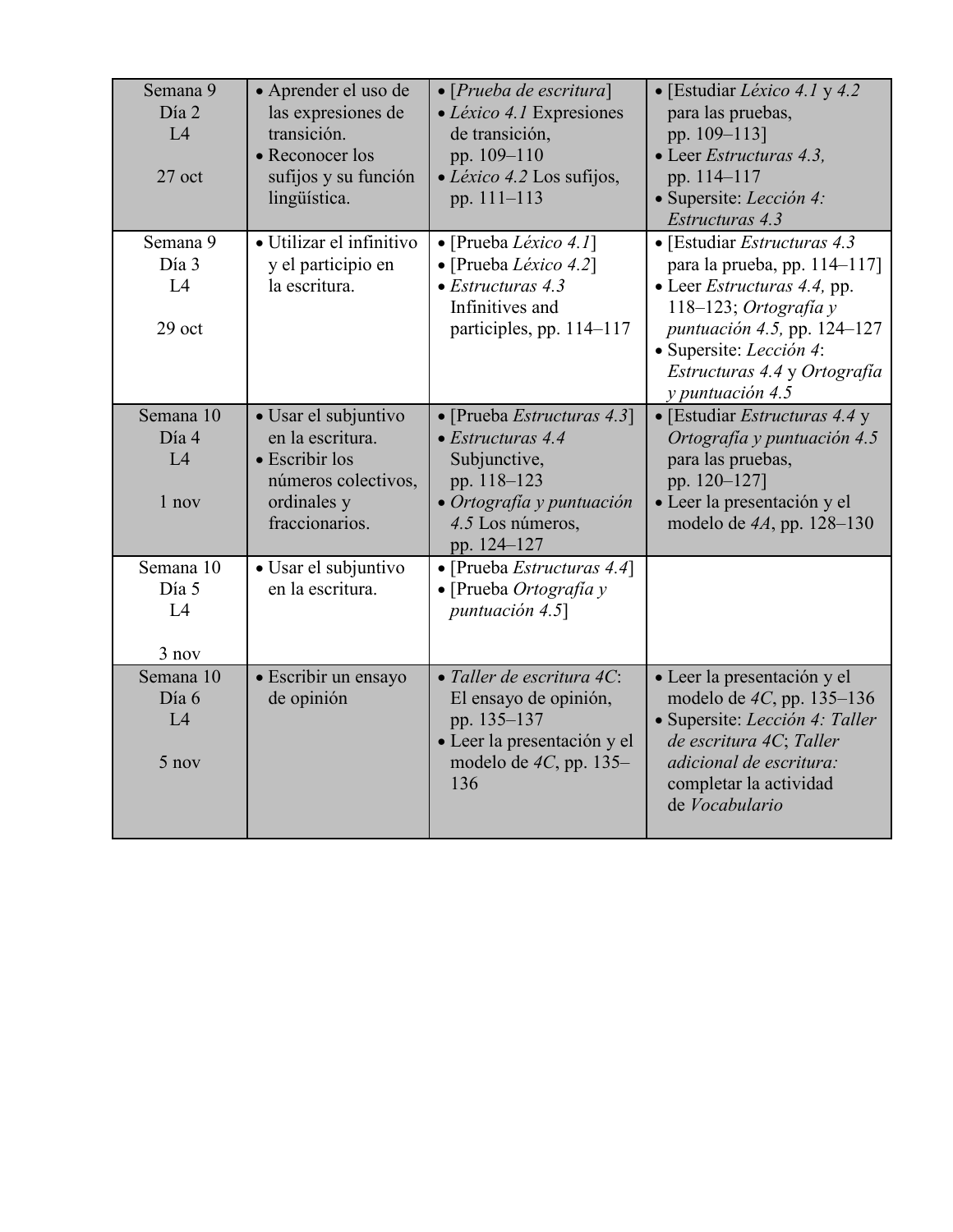| | | | |
|---|---|---|---|
| Semana 9<br>Día 2<br>L4<br><br>27 oct | • Aprender el uso de las expresiones de transición.<br>• Reconocer los sufijos y su función lingüística. | • [*Prueba de escritura*]<br>• *Léxico 4.1* Expresiones de transición, pp. 109–110<br>• *Léxico 4.2* Los sufijos, pp. 111–113 | • [Estudiar *Léxico 4.1* y *4.2* para las pruebas, pp. 109–113]<br>• Leer *Estructuras 4.3,* pp. 114–117<br>• Supersite: *Lección 4: Estructuras 4.3* |
| Semana 9<br>Día 3<br>L4<br><br>29 oct | • Utilizar el infinitivo y el participio en la escritura. | • [Prueba *Léxico 4.1*]<br>• [Prueba *Léxico 4.2*]<br>• *Estructuras 4.3* Infinitives and participles, pp. 114–117 | • [Estudiar *Estructuras 4.3* para la prueba, pp. 114–117]<br>• Leer *Estructuras 4.4,* pp. 118–123; *Ortografía y puntuación 4.5,* pp. 124–127<br>• Supersite: *Lección 4*: *Estructuras 4.4* y *Ortografía y puntuación 4.5* |
| Semana 10<br>Día 4<br>L4<br><br>1 nov | • Usar el subjuntivo en la escritura.<br>• Escribir los números colectivos, ordinales y fraccionarios. | • [Prueba *Estructuras 4.3*]<br>• *Estructuras 4.4* Subjunctive, pp. 118–123<br>• *Ortografía y puntuación 4.5* Los números, pp. 124–127 | • [Estudiar *Estructuras 4.4* y *Ortografía y puntuación 4.5* para las pruebas, pp. 120–127]<br>• Leer la presentación y el modelo de *4A*, pp. 128–130 |
| Semana 10<br>Día 5<br>L4<br><br>3 nov | • Usar el subjuntivo en la escritura. | • [Prueba *Estructuras 4.4*]<br>• [Prueba *Ortografía y puntuación 4.5*] | |
| Semana 10<br>Día 6<br>L4<br><br>5 nov | • Escribir un ensayo de opinión | • *Taller de escritura 4C*: El ensayo de opinión, pp. 135–137<br>• Leer la presentación y el modelo de *4C*, pp. 135–136 | • Leer la presentación y el modelo de *4C*, pp. 135–136<br>• Supersite: *Lección 4: Taller de escritura 4C*; *Taller adicional de escritura:* completar la actividad de *Vocabulario* |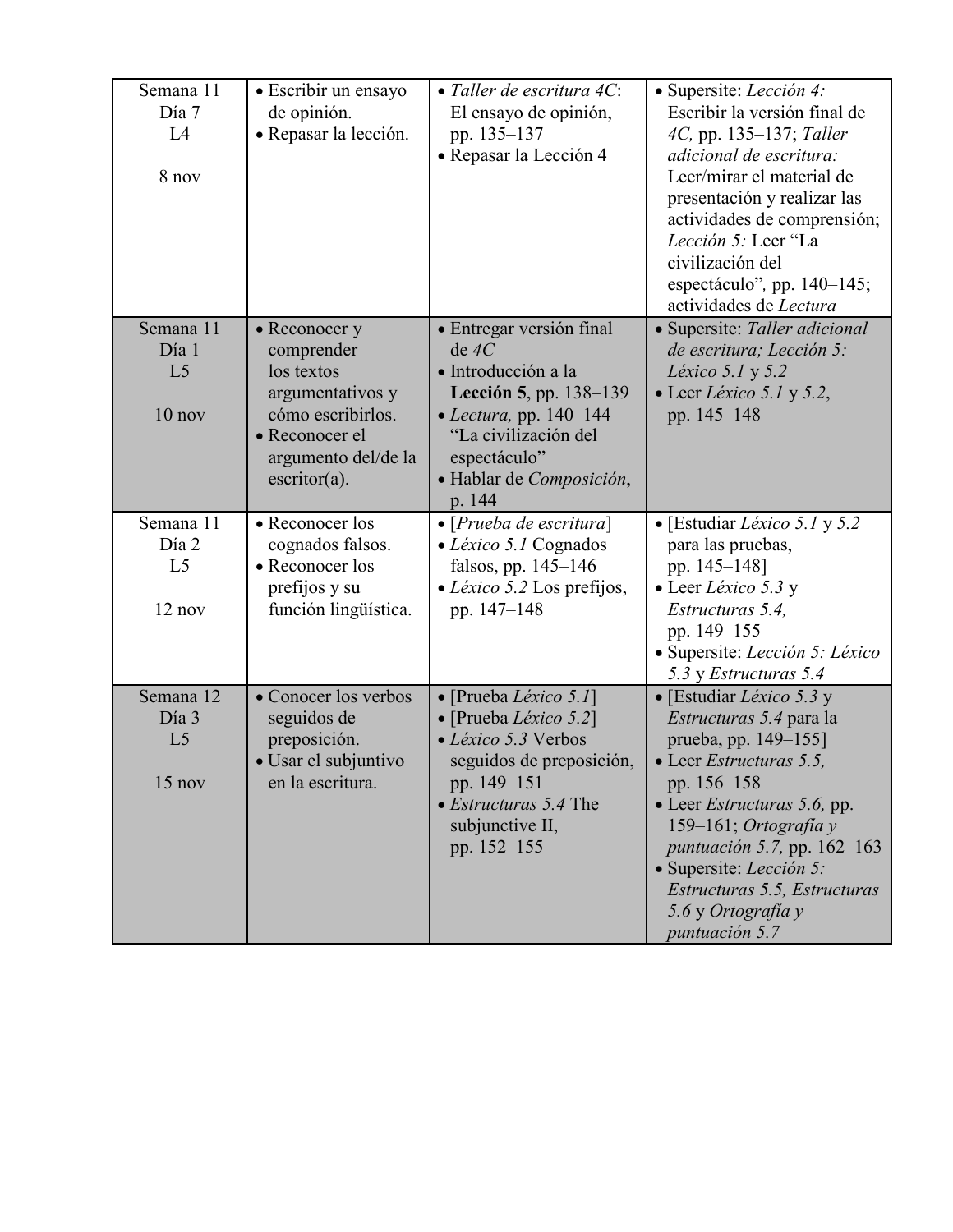| Semana 11<br>Día 7<br>L4<br><br>8 nov | • Escribir un ensayo de opinión.<br>• Repasar la lección. | • *Taller de escritura 4C*: El ensayo de opinión, pp. 135–137<br>• Repasar la Lección 4 | • Supersite: *Lección 4:* Escribir la versión final de *4C,* pp. 135–137; *Taller adicional de escritura:* Leer/mirar el material de presentación y realizar las actividades de comprensión; *Lección 5:* Leer "La civilización del espectáculo"*,* pp. 140–145; actividades de *Lectura* |
|---|---|---|---|
| Semana 11<br>Día 1<br>L5<br><br>10 nov | • Reconocer y comprender los textos argumentativos y cómo escribirlos.<br>• Reconocer el argumento del/de la escritor(a). | • Entregar versión final de *4C*<br>• Introducción a la **Lección 5**, pp. 138–139<br>• *Lectura,* pp. 140–144 "La civilización del espectáculo"<br>• Hablar de *Composición*, p. 144 | • Supersite: *Taller adicional de escritura; Lección 5: Léxico 5.1* y *5.2*<br>• Leer *Léxico 5.1* y *5.2*, pp. 145–148 |
| Semana 11<br>Día 2<br>L5<br><br>12 nov | • Reconocer los cognados falsos.<br>• Reconocer los prefijos y su función lingüística. | • [*Prueba de escritura*]<br>• *Léxico 5.1* Cognados falsos, pp. 145–146<br>• *Léxico 5.2* Los prefijos, pp. 147–148 | • [Estudiar *Léxico 5.1* y *5.2* para las pruebas, pp. 145–148]<br>• Leer *Léxico 5.3* y *Estructuras 5.4,* pp. 149–155<br>• Supersite: *Lección 5: Léxico 5.3* y *Estructuras 5.4* |
| Semana 12<br>Día 3<br>L5<br><br>15 nov | • Conocer los verbos seguidos de preposición.<br>• Usar el subjuntivo en la escritura. | • [Prueba *Léxico 5.1*]<br>• [Prueba *Léxico 5.2*]<br>• *Léxico 5.3* Verbos seguidos de preposición, pp. 149–151<br>• *Estructuras 5.4* The subjunctive II, pp. 152–155 | • [Estudiar *Léxico 5.3* y *Estructuras 5.4* para la prueba, pp. 149–155]<br>• Leer *Estructuras 5.5,* pp. 156–158<br>• Leer *Estructuras 5.6,* pp. 159–161; *Ortografía y puntuación 5.7,* pp. 162–163<br>• Supersite: *Lección 5: Estructuras 5.5, Estructuras 5.6* y *Ortografía y puntuación 5.7* |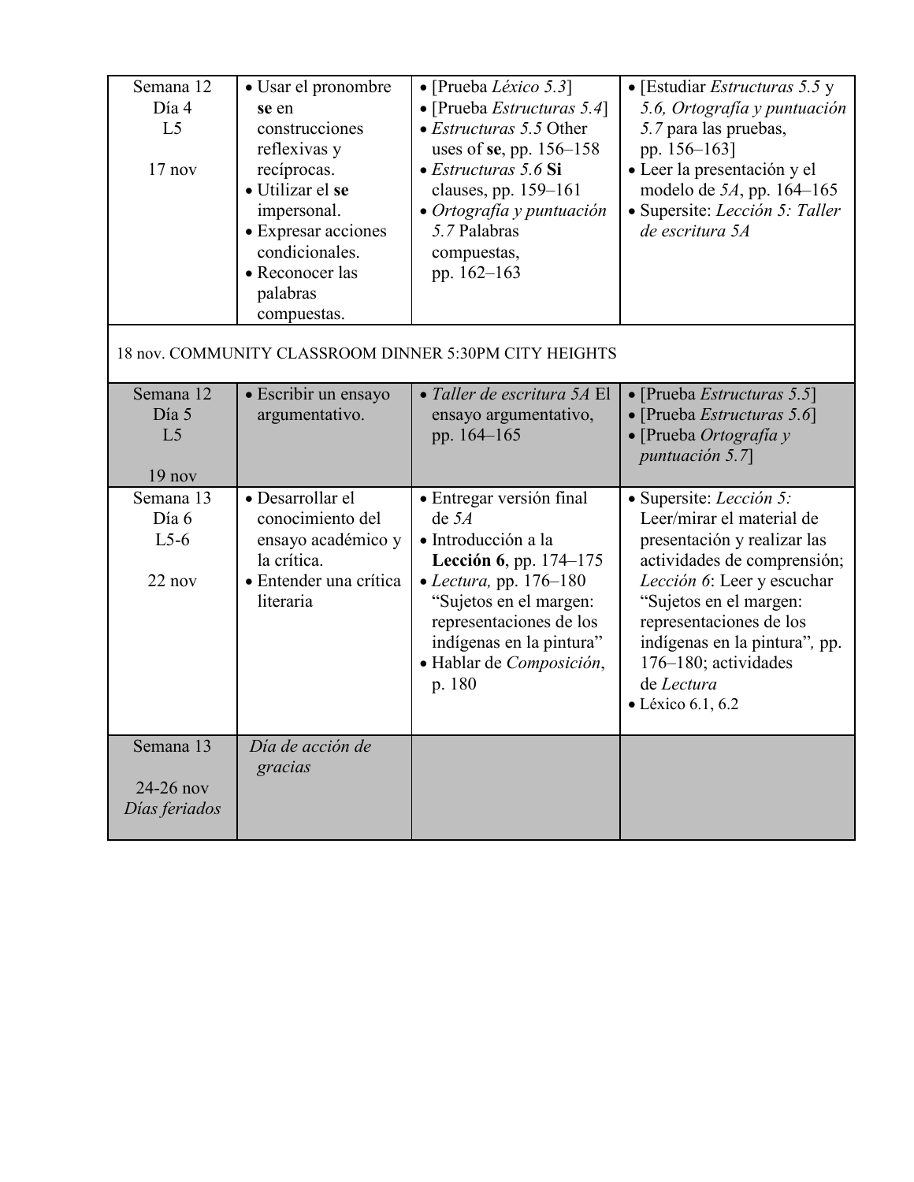| | | | |
|---|---|---|---|
| Semana 12<br>Día 4<br>L5<br><br>17 nov | • Usar el pronombre **se** en construcciones reflexivas y recíprocas.<br>• Utilizar el **se** impersonal.<br>• Expresar acciones condicionales.<br>• Reconocer las palabras compuestas. | • [Prueba *Léxico 5.3*]<br>• [Prueba *Estructuras 5.4*]<br>• *Estructuras 5.5* Other uses of **se**, pp. 156–158<br>• *Estructuras 5.6* **Si** clauses, pp. 159–161<br>• *Ortografía y puntuación 5.7* Palabras compuestas, pp. 162–163 | • [Estudiar *Estructuras 5.5* y *5.6, Ortografía y puntuación 5.7* para las pruebas, pp. 156–163]<br>• Leer la presentación y el modelo de *5A*, pp. 164–165<br>• Supersite: *Lección 5: Taller de escritura 5A* |
| 18 nov. COMMUNITY CLASSROOM DINNER 5:30PM CITY HEIGHTS | | | |
| Semana 12<br>Día 5<br>L5<br><br>19 nov | • Escribir un ensayo argumentativo. | • *Taller de escritura 5A* El ensayo argumentativo, pp. 164–165 | • [Prueba *Estructuras 5.5*]<br>• [Prueba *Estructuras 5.6*]<br>• [Prueba *Ortografía y puntuación 5.7*] |
| Semana 13<br>Día 6<br>L5-6<br><br>22 nov | • Desarrollar el conocimiento del ensayo académico y la crítica.<br>• Entender una crítica literaria | • Entregar versión final de *5A*<br>• Introducción a la **Lección 6**, pp. 174–175<br>• *Lectura,* pp. 176–180 "Sujetos en el margen: representaciones de los indígenas en la pintura"<br>• Hablar de *Composición*, p. 180 | • Supersite: *Lección 5:* Leer/mirar el material de presentación y realizar las actividades de comprensión; *Lección 6*: Leer y escuchar "Sujetos en el margen: representaciones de los indígenas en la pintura", pp. 176–180; actividades de *Lectura*<br>• Léxico 6.1, 6.2 |
| Semana 13<br><br>24-26 nov<br>*Días feriados* | *Día de acción de gracias* | | |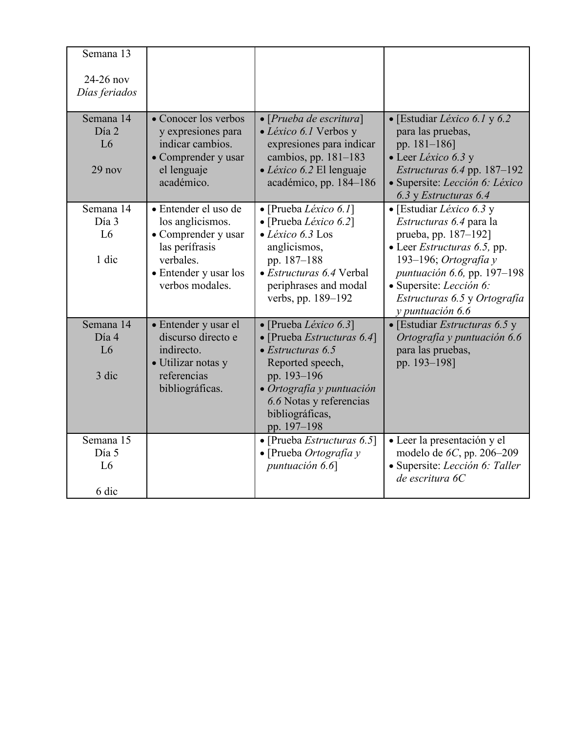| | | | |
|---|---|---|---|
| Semana 13<br><br>24-26 nov<br>*Días feriados* | | | |
| Semana 14<br>Día 2<br>L6<br><br>29 nov | • Conocer los verbos y expresiones para indicar cambios.<br>• Comprender y usar el lenguaje académico. | • [*Prueba de escritura*]<br>• *Léxico 6.1* Verbos y expresiones para indicar cambios, pp. 181–183<br>• *Léxico 6.2* El lenguaje académico, pp. 184–186 | • [Estudiar *Léxico 6.1* y *6.2* para las pruebas, pp. 181–186]<br>• Leer *Léxico 6.3* y *Estructuras 6.4* pp. 187–192<br>• Supersite: *Lección 6: Léxico 6.3* y *Estructuras 6.4* |
| Semana 14<br>Día 3<br>L6<br><br>1 dic | • Entender el uso de los anglicismos.<br>• Comprender y usar las perífrasis verbales.<br>• Entender y usar los verbos modales. | • [Prueba *Léxico 6.1*]<br>• [Prueba *Léxico 6.2*]<br>• *Léxico 6.3* Los anglicismos, pp. 187–188<br>• *Estructuras 6.4* Verbal periphrases and modal verbs, pp. 189–192 | • [Estudiar *Léxico 6.3* y *Estructuras 6.4* para la prueba, pp. 187–192]<br>• Leer *Estructuras 6.5,* pp. 193–196; *Ortografía y puntuación 6.6,* pp. 197–198<br>• Supersite: *Lección 6: Estructuras 6.5* y *Ortografía y puntuación 6.6* |
| Semana 14<br>Día 4<br>L6<br><br>3 dic | • Entender y usar el discurso directo e indirecto.<br>• Utilizar notas y referencias bibliográficas. | • [Prueba *Léxico 6.3*]<br>• [Prueba *Estructuras 6.4*]<br>• *Estructuras 6.5* Reported speech, pp. 193–196<br>• *Ortografía y puntuación 6.6* Notas y referencias bibliográficas, pp. 197–198 | • [Estudiar *Estructuras 6.5* y *Ortografía y puntuación 6.6* para las pruebas, pp. 193–198] |
| Semana 15<br>Día 5<br>L6<br><br>6 dic | | • [Prueba *Estructuras 6.5*]<br>• [Prueba *Ortografía y puntuación 6.6*] | • Leer la presentación y el modelo de *6C*, pp. 206–209<br>• Supersite: *Lección 6: Taller de escritura 6C* |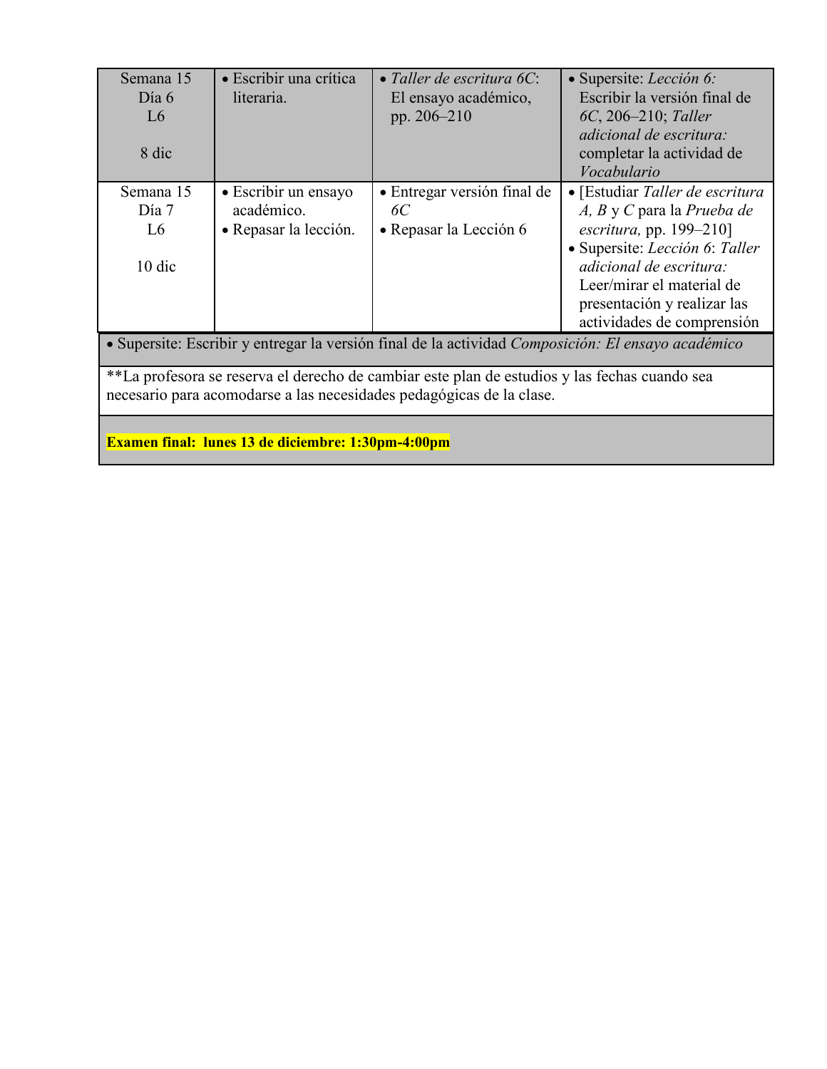| | | | |
|---|---|---|---|
| Semana 15<br>Día 6<br>L6<br><br>8 dic | • Escribir una crítica literaria. | • *Taller de escritura 6C*: El ensayo académico, pp. 206–210 | • Supersite: *Lección 6:* Escribir la versión final de *6C*, 206–210; *Taller adicional de escritura:* completar la actividad de *Vocabulario* |
| Semana 15<br>Día 7<br>L6<br><br>10 dic | • Escribir un ensayo académico.<br>• Repasar la lección. | • Entregar versión final de *6C*<br>• Repasar la Lección 6 | • [Estudiar *Taller de escritura A, B* y *C* para la *Prueba de escritura,* pp. 199–210]<br>• Supersite: *Lección 6*: *Taller adicional de escritura:* Leer/mirar el material de presentación y realizar las actividades de comprensión |
| • Supersite: Escribir y entregar la versión final de la actividad *Composición: El ensayo académico* | | | |
| **La profesora se reserva el derecho de cambiar este plan de estudios y las fechas cuando sea necesario para acomodarse a las necesidades pedagógicas de la clase. | | | |
| **Examen final: lunes 13 de diciembre: 1:30pm-4:00pm** | | | |